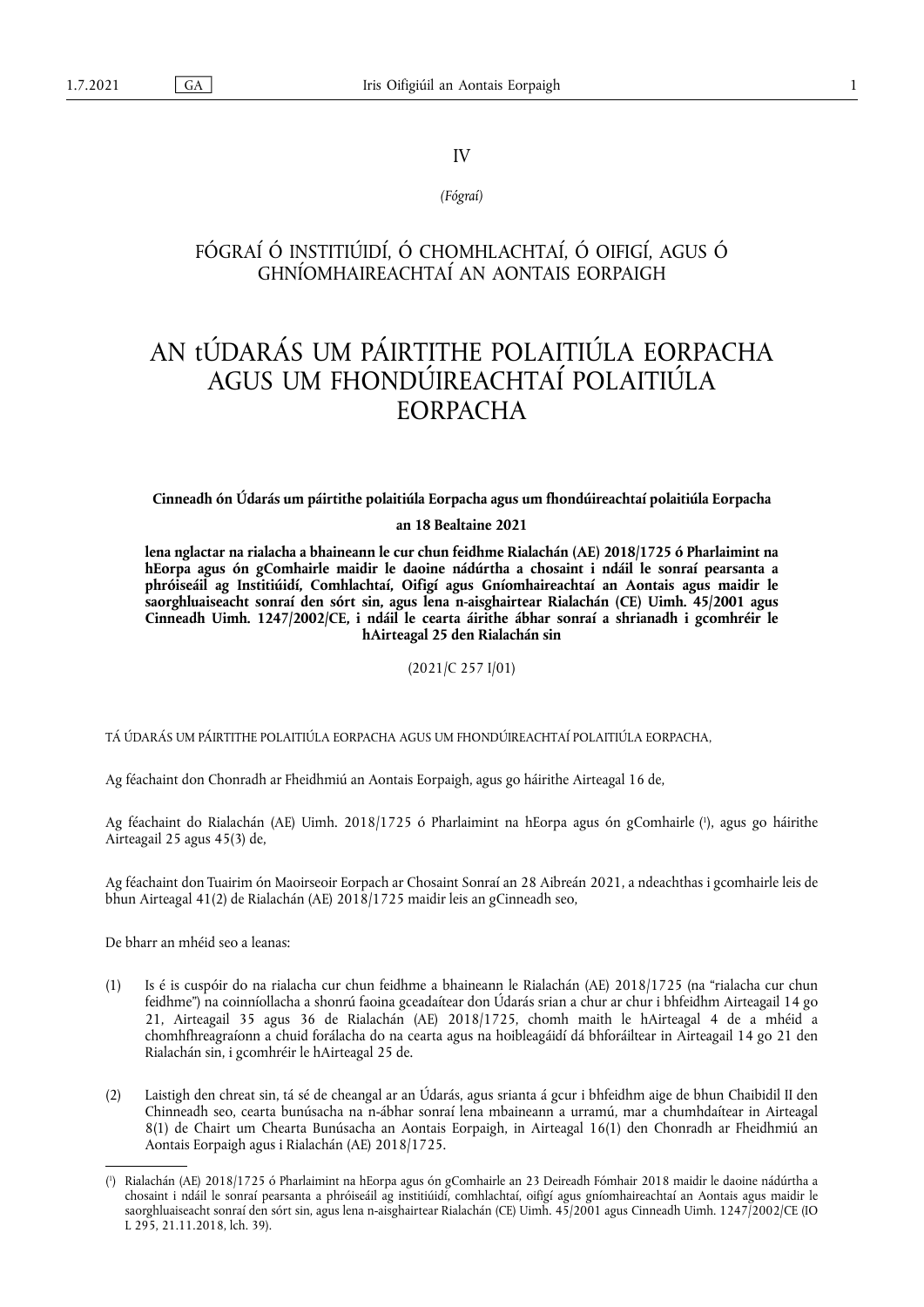IV

*(Fógraí)*

## FÓGRAÍ Ó INSTITIÚIDÍ, Ó CHOMHLACHTAÍ, Ó OIFIGÍ, AGUS Ó GHNÍOMHAIREACHTAÍ AN AONTAIS EORPAIGH

# AN tÚDARÁS UM PÁIRTITHE POLAITIÚLA EORPACHA AGUS UM FHONDÚIREACHTAÍ POLAITIÚLA EORPACHA

**Cinneadh ón Údarás um páirtithe polaitiúla Eorpacha agus um fhondúireachtaí polaitiúla Eorpacha**

**an 18 Bealtaine 2021**

**lena nglactar na rialacha a bhaineann le cur chun feidhme Rialachán (AE) 2018/1725 ó Pharlaimint na hEorpa agus ón gComhairle maidir le daoine nádúrtha a chosaint i ndáil le sonraí pearsanta a phróiseáil ag Institiúidí, Comhlachtaí, Oifigí agus Gníomhaireachtaí an Aontais agus maidir le saorghluaiseacht sonraí den sórt sin, agus lena n-aisghairtear Rialachán (CE) Uimh. 45/2001 agus Cinneadh Uimh. 1247/2002/CE, i ndáil le cearta áirithe ábhar sonraí a shrianadh i gcomhréir le hAirteagal 25 den Rialachán sin**

(2021/C 257 I/01)

TÁ ÚDARÁS UM PÁIRTITHE POLAITIÚLA EORPACHA AGUS UM FHONDÚIREACHTAÍ POLAITIÚLA EORPACHA,

Ag féachaint don Chonradh ar Fheidhmiú an Aontais Eorpaigh, agus go háirithe Airteagal 16 de,

Ag féachaint do Rialachán (AE) Uimh. 2018/1725 ó Pharlaimint na hEorpa agus ón gComhairle ([1]), agus go háirithe Airteagail 25 agus 45(3) de,

Ag féachaint don Tuairim ón Maoirseoir Eorpach ar Chosaint Sonraí an 28 Aibreán 2021, a ndeachthas i gcomhairle leis de bhun Airteagal 41(2) de Rialachán (AE) 2018/1725 maidir leis an gCinneadh seo,

De bharr an mhéid seo a leanas:

(1) Is é is cuspóir do na rialacha cur chun feidhme a bhaineann le Rialachán (AE) 2018/1725 (na "rialacha cur chun feidhme") na coinníollacha a shonrú faoina gceadaítear don Údarás srian a chur ar chur i bhfeidhm Airteagal 14 go 21, Airteagail 35 agus 36 de Rialachán (AE) 2018/1725, chomh maith le hAirteagal 4 de a mhéid a chomhfhreagraíonn a chuid forálacha do na cearta agus na hoibleagáidí dá bhforáiltear in Airteagal 14 go 21 den Rialachán sin, i gcomhréir le hAirteagal 25 de.

(2) Laistigh den chreat sin, tá sé de cheangal ar an Údarás, agus srianta á gcur i bhfeidhm aige de bhun Chaibidil II den Chinneadh seo, cearta bunúsacha na n-ábhar sonraí lena mbaineann a urramú, mar a chumhdaítear in Airteagal 8(1) de Chairt um Chearta Bunúsacha an Aontais Eorpaigh, in Airteagal 16(1) den Chonradh ar Fheidhmiú an Aontais Eorpaigh agus i Rialachán (AE) 2018/1725.

---

([1]) Rialachán (AE) 2018/1725 ó Pharlaimint na hEorpa agus ón gComhairle an 23 Deireadh Fómhair 2018 maidir le daoine nádúrtha a chosaint i ndáil le sonraí pearsanta a phróiseáil ag institiúidí, comhlachtaí, oifigí agus gníomhaireachtaí an Aontais agus maidir le saorghluaiseacht sonraí den sórt sin, agus lena n-aisghairtear Rialachán (CE) Uimh. 45/2001 agus Cinneadh Uimh. 1247/2002/CE (IO L 295, 21.11.2018, lch. 39).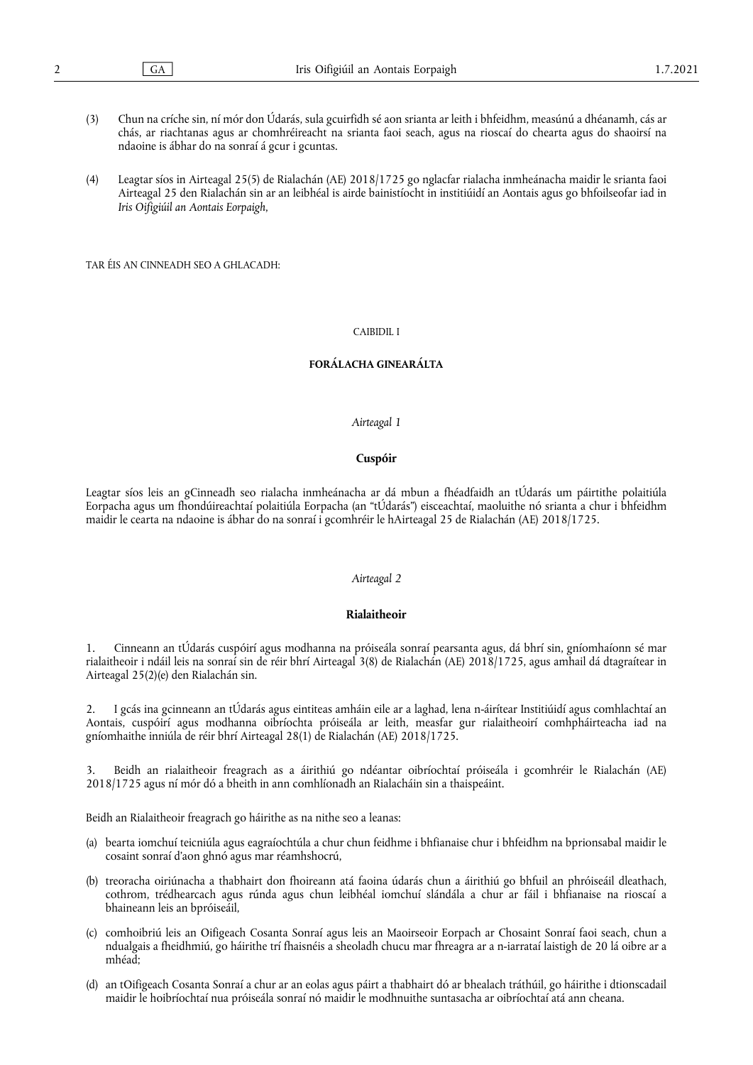(3) Chun na críche sin, ní mór don Údarás, sula gcuirfidh sé aon srianta ar leith i bhfeidhm, measúnú a dhéanamh, cás ar chás, ar riachtanas agus ar chomhréireacht na srianta faoi seach, agus na rioscaí do chearta agus do shaoirsí na ndaoine is ábhar do na sonraí á gcur i gcuntas.

(4) Leagtar síos in Airteagal 25(5) de Rialachán (AE) 2018/1725 go nglacfar rialacha inmheánacha maidir le srianta faoi Airteagal 25 den Rialachán sin ar an leibhéal is airde bainistíocht in institiúidí an Aontais agus go bhfoilseofar iad in *Iris Oifigiúil an Aontais Eorpaigh*,

TAR ÉIS AN CINNEADH SEO A GHLACADH:

CAIBIDIL I

**FORÁLACHA GINEARÁLTA**

*Airteagal 1*

**Cuspóir**

Leagtar síos leis an gCinneadh seo rialacha inmheánacha ar dá mbun a fhéadfaidh an tÚdarás um páirtithe polaitiúla Eorpacha agus um fhondúireachtaí polaitiúla Eorpacha (an "tÚdarás") eisceachtaí, maoluithe nó srianta a chur i bhfeidhm maidir le cearta na ndaoine is ábhar do na sonraí i gcomhréir le hAirteagal 25 de Rialachán (AE) 2018/1725.

*Airteagal 2*

**Rialaitheoir**

1. Cinneann an tÚdarás cuspóirí agus modhanna na próiseála sonraí pearsanta agus, dá bhrí sin, gníomhaíonn sé mar rialaitheoir i ndáil leis na sonraí sin de réir bhrí Airteagal 3(8) de Rialachán (AE) 2018/1725, agus amhail dá dtagraítear in Airteagal 25(2)(e) den Rialachán sin.

2. I gcás ina gcinneann an tÚdarás agus eintiteas amháin eile ar a laghad, lena n-áirítear Institiúidí agus comhlachtaí an Aontais, cuspóirí agus modhanna oibríochta próiseála ar leith, measfar gur rialaitheoirí comhpháirteacha iad na gníomhaithe inniúla de réir bhrí Airteagal 28(1) de Rialachán (AE) 2018/1725.

3. Beidh an rialaitheoir freagrach as a áirithiú go ndéantar oibríochtaí próiseála i gcomhréir le Rialachán (AE) 2018/1725 agus ní mór dó a bheith in ann comhlíonadh an Rialacháin sin a thaispeáint.

Beidh an Rialaitheoir freagrach go háirithe as na nithe seo a leanas:

(a) bearta iomchuí teicniúla agus eagraíochtúla a chur chun feidhme i bhfianaise chur i bhfeidhm na bprionsabal maidir le cosaint sonraí d'aon ghnó agus mar réamhshocrú,

(b) treoracha oiriúnacha a thabhairt don fhoireann atá faoina údarás chun a áirithiú go bhfuil an phróiseáil dleathach, cothrom, trédhearcach agus rúnda agus chun leibhéal iomchuí slándála a chur ar fáil i bhfianaise na rioscaí a bhaineann leis an bpróiseáil,

(c) comhoibriú leis an Oifigeach Cosanta Sonraí agus leis an Maoirseoir Eorpach ar Chosaint Sonraí faoi seach, chun a ndualgais a fheidhmiú, go háirithe trí fhaisnéis a sheoladh chucu mar fhreagra ar a n-iarrataí laistigh de 20 lá oibre ar a mhéad;

(d) an tOifigeach Cosanta Sonraí a chur ar an eolas agus páirt a thabhairt dó ar bhealach tráthúil, go háirithe i dtionscadail maidir le hoibríochtaí nua próiseála sonraí nó maidir le modhnuithe suntasacha ar oibríochtaí atá ann cheana.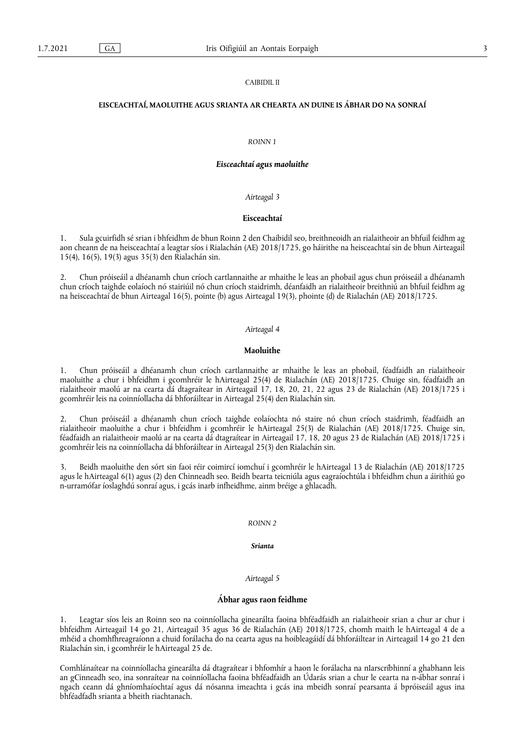## CAIBIDIL II

## EISCEACHTAÍ, MAOLUITHE AGUS SRIANTA AR CHEARTA AN DUINE IS ÁBHAR DO NA SONRAÍ

### *ROINN 1*

### ***Eisceachtaí agus maoluithe***

*Airteagal 3*

**Eisceachtaí**

1. Sula gcuirfidh sé srian i bhfeidhm de bhun Roinn 2 den Chaibidil seo, breithneoidh an rialaitheoir an bhfuil feidhm ag aon cheann de na heisceachtaí a leagtar síos i Rialachán (AE) 2018/1725, go háirithe na heisceachtaí sin de bhun Airteagail 15(4), 16(5), 19(3) agus 35(3) den Rialachán sin.

2. Chun próiseáil a dhéanamh chun críoch cartlannaithe ar mhaithe le leas an phobail agus chun próiseáil a dhéanamh chun críoch taighde eolaíoch nó stairiúil nó chun críoch staidrimh, déanfaidh an rialaitheoir breithniú an bhfuil feidhm ag na heisceachtaí de bhun Airteagal 16(5), pointe (b) agus Airteagal 19(3), phointe (d) de Rialachán (AE) 2018/1725.

*Airteagal 4*

**Maoluithe**

1. Chun próiseáil a dhéanamh chun críoch cartlannaithe ar mhaithe le leas an phobail, féadfaidh an rialaitheoir maoluithe a chur i bhfeidhm i gcomhréir le hAirteagal 25(4) de Rialachán (AE) 2018/1725. Chuige sin, féadfaidh an rialaitheoir maolú ar na cearta dá dtagraítear in Airteagail 17, 18, 20, 21, 22 agus 23 de Rialachán (AE) 2018/1725 i gcomhréir leis na coinníollacha dá bhforáiltear in Airteagal 25(4) den Rialachán sin.

2. Chun próiseáil a dhéanamh chun críoch taighde eolaíochta nó staire nó chun críoch staidrimh, féadfaidh an rialaitheoir maoluithe a chur i bhfeidhm i gcomhréir le hAirteagal 25(3) de Rialachán (AE) 2018/1725. Chuige sin, féadfaidh an rialaitheoir maolú ar na cearta dá dtagraítear in Airteagail 17, 18, 20 agus 23 de Rialachán (AE) 2018/1725 i gcomhréir leis na coinníollacha dá bhforáiltear in Airteagal 25(3) den Rialachán sin.

3. Beidh maoluithe den sórt sin faoi réir coimircí iomchuí i gcomhréir le hAirteagal 13 de Rialachán (AE) 2018/1725 agus le hAirteagal 6(1) agus (2) den Chinneadh seo. Beidh bearta teicniúla agus eagraíochtúla i bhfeidhm chun a áirithiú go n-urramófar íoslaghdú sonraí agus, i gcás inarb infheidhme, ainm bréige a ghlacadh.

### *ROINN 2*

### ***Srianta***

*Airteagal 5*

**Ábhar agus raon feidhme**

1. Leagtar síos leis an Roinn seo na coinníollacha ginearálta faoina bhféadfaidh an rialaitheoir srian a chur ar chur i bhfeidhm Airteagail 14 go 21, Airteagail 35 agus 36 de Rialachán (AE) 2018/1725, chomh maith le hAirteagal 4 de a mhéid a chomhfhreagraíonn a chuid forálacha do na cearta agus na hoibleagáidí dá bhforáiltear in Airteagail 14 go 21 den Rialachán sin, i gcomhréir le hAirteagal 25 de.

Comhlánaítear na coinníollacha ginearálta dá dtagraítear i bhfomhír a haon le forálacha na nIarscríbhinní a ghabhann leis an gCinneadh seo, ina sonraítear na coinníollacha faoina bhféadfaidh an tÚdarás srian a chur le cearta na n-ábhar sonraí i ngach ceann dá ghníomhaíochtaí agus dá nósanna imeachta i gcás ina mbeidh sonraí pearsanta á bpróiseáil agus ina bhféadfadh srianta a bheith riachtanach.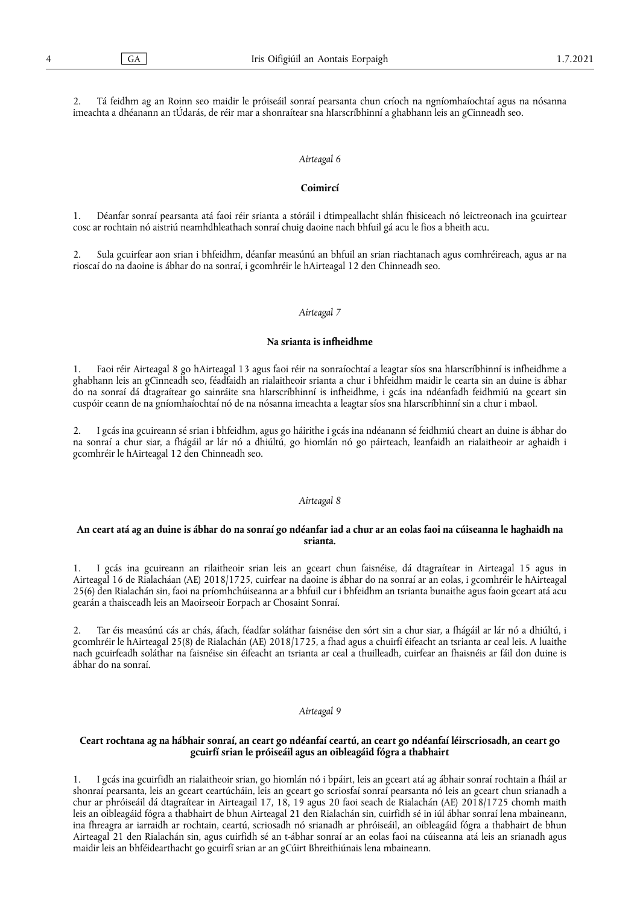2. Tá feidhm ag an Roinn seo maidir le próiseáil sonraí pearsanta chun críoch na ngníomhaíochtaí agus na nósanna imeachta a dhéanann an tÚdarás, de réir mar a shonraítear sna hIarscríbhinní a ghabhann leis an gCinneadh seo.

*Airteagal 6*

**Coimircí**

1. Déanfar sonraí pearsanta atá faoi réir srianta a stóráil i dtimpeallacht shlán fhisiceach nó leictreonach ina gcuirtear cosc ar rochtain nó aistriú neamhdhleathach sonraí chuig daoine nach bhfuil gá acu le fios a bheith acu.

2. Sula gcuirfear aon srian i bhfeidhm, déanfar measúnú an bhfuil an srian riachtanach agus comhréireach, agus ar na rioscaí do na daoine is ábhar do na sonraí, i gcomhréir le hAirteagal 12 den Chinneadh seo.

*Airteagal 7*

**Na srianta is infheidhme**

1. Faoi réir Airteagal 8 go hAirteagal 13 agus faoi réir na sonraíochtaí a leagtar síos sna hIarscríbhinní is infheidhme a ghabhann leis an gCinneadh seo, féadfaidh an rialaitheoir srianta a chur i bhfeidhm maidir le cearta sin an duine is ábhar do na sonraí dá dtagraítear go sainráite sna hIarscríbhinní is infheidhme, i gcás ina ndéanfadh feidhmiú na gceart sin cuspóir ceann de na gníomhaíochtaí nó de na nósanna imeachta a leagtar síos sna hIarscríbhinní sin a chur i mbaol.

2. I gcás ina gcuireann sé srian i bhfeidhm, agus go háirithe i gcás ina ndéanann sé feidhmiú cheart an duine is ábhar do na sonraí a chur siar, a fhágáil ar lár nó a dhiúltú, go hiomlán nó go páirteach, leanfaidh an rialaitheoir ar aghaidh i gcomhréir le hAirteagal 12 den Chinneadh seo.

*Airteagal 8*

**An ceart atá ag an duine is ábhar do na sonraí go ndéanfar iad a chur ar an eolas faoi na cúiseanna le haghaidh na srianta.**

1. I gcás ina gcuireann an rilaitheoir srian leis an gceart chun faisnéise, dá dtagraítear in Airteagal 15 agus in Airteagal 16 de Rialacháan (AE) 2018/1725, cuirfear na daoine is ábhar do na sonraí ar an eolas, i gcomhréir le hAirteagal 25(6) den Rialachán sin, faoi na príomhchúiseanna ar a bhfuil cur i bhfeidhm an tsrianta bunaithe agus faoin gceart atá acu gearán a thaisceadh leis an Maoirseoir Eorpach ar Chosaint Sonraí.

2. Tar éis measúnú cás ar chás, áfach, féadfar soláthar faisnéise den sórt sin a chur siar, a fhágáil ar lár nó a dhiúltú, i gcomhréir le hAirteagal 25(8) de Rialachán (AE) 2018/1725, a fhad agus a chuirfí éifeacht an tsrianta ar ceal leis. A luaithe nach gcuirfeadh soláthar na faisnéise sin éifeacht an tsrianta ar ceal a thuilleadh, cuirfear an fhaisnéis ar fáil don duine is ábhar do na sonraí.

*Airteagal 9*

**Ceart rochtana ag na hábhair sonraí, an ceart go ndéanfaí ceartú, an ceart go ndéanfaí léirscriosadh, an ceart go gcuirfí srian le próiseáil agus an oibleagáid fógra a thabhairt**

1. I gcás ina gcuirfidh an rialaitheoir srian, go hiomlán nó i bpáirt, leis an gceart atá ag ábhair sonraí rochtain a fháil ar shonraí pearsanta, leis an gceart ceartúcháin, leis an gceart go scriosfaí sonraí pearsanta nó leis an gceart chun srianadh a chur ar phróiseáil dá dtagraítear in Airteagail 17, 18, 19 agus 20 faoi seach de Rialachán (AE) 2018/1725 chomh maith leis an oibleagáid fógra a thabhairt de bhun Airteagal 21 den Rialachán sin, cuirfidh sé in iúl ábhar sonraí lena mbaineann, ina fhreagra ar iarraidh ar rochtain, ceartú, scriosadh nó srianadh ar phróiseáil, an oibleagáid fógra a thabhairt de bhun Airteagal 21 den Rialachán sin, agus cuirfidh sé an t-ábhar sonraí ar an eolas faoi na cúiseanna atá leis an srianadh agus maidir leis an bhféidearthacht go gcuirfí srian ar an gCúirt Bhreithiúnais lena mbaineann.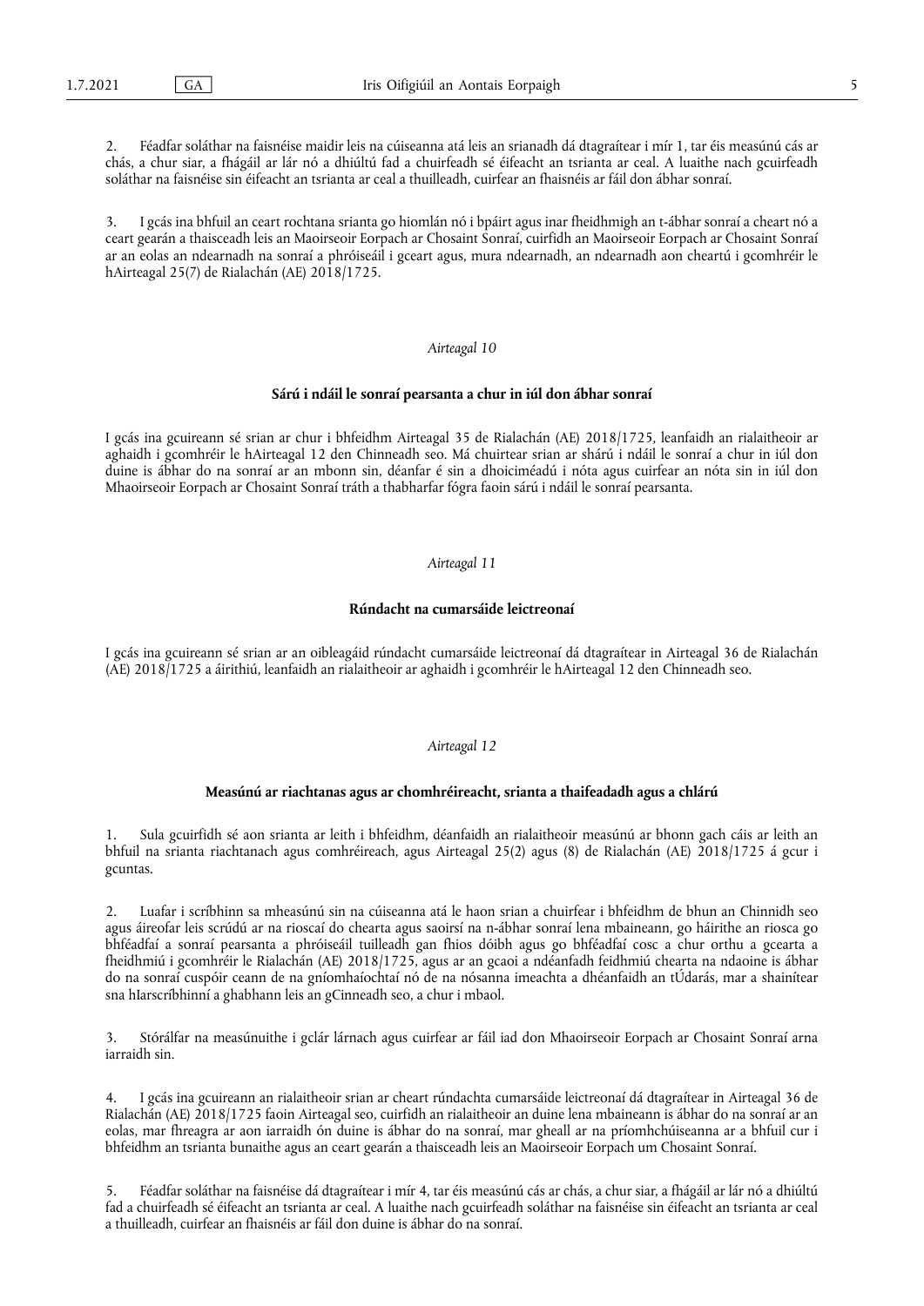2. Féadfar soláthar na faisnéise maidir leis na cúiseanna atá leis an srianadh dá dtagraítear i mír 1, tar éis measúnú cás ar chás, a chur siar, a fhágáil ar lár nó a dhiúltú fad a chuirfeadh sé éifeacht an tsrianta ar ceal. A luaithe nach gcuirfeadh soláthar na faisnéise sin éifeacht an tsrianta ar ceal a thuilleadh, cuirfear an fhaisnéis ar fáil don ábhar sonraí.

3. I gcás ina bhfuil an ceart rochtana srianta go hiomlán nó i bpáirt agus inar fheidhmigh an t-ábhar sonraí a cheart nó a ceart gearán a thaisceadh leis an Maoirseoir Eorpach ar Chosaint Sonraí, cuirfidh an Maoirseoir Eorpach ar Chosaint Sonraí ar an eolas an ndearnadh na sonraí a phróiseáil i gceart agus, mura ndearnadh, an ndearnadh aon cheartú i gcomhréir le hAirteagal 25(7) de Rialachán (AE) 2018/1725.

*Airteagal 10*

**Sárú i ndáil le sonraí pearsanta a chur in iúl don ábhar sonraí**

I gcás ina gcuireann sé srian ar chur i bhfeidhm Airteagal 35 de Rialachán (AE) 2018/1725, leanfaidh an rialaitheoir ar aghaidh i gcomhréir le hAirteagal 12 den Chinneadh seo. Má chuirtear srian ar shárú i ndáil le sonraí a chur in iúl don duine is ábhar do na sonraí ar an mbonn sin, déanfar é sin a dhoiciméadú i nóta agus cuirfear an nóta sin in iúl don Mhaoirseoir Eorpach ar Chosaint Sonraí tráth a thabharfar fógra faoin sárú i ndáil le sonraí pearsanta.

*Airteagal 11*

**Rúndacht na cumarsáide leictreonaí**

I gcás ina gcuireann sé srian ar an oibleagáid rúndacht cumarsáide leictreonaí dá dtagraítear in Airteagal 36 de Rialachán (AE) 2018/1725 a áirithiú, leanfaidh an rialaitheoir ar aghaidh i gcomhréir le hAirteagal 12 den Chinneadh seo.

*Airteagal 12*

**Measúnú ar riachtanas agus ar chomhréireacht, srianta a thaifeadadh agus a chlárú**

1. Sula gcuirfidh sé aon srianta ar leith i bhfeidhm, déanfaidh an rialaitheoir measúnú ar bhonn gach cáis ar leith an bhfuil na srianta riachtanach agus comhréireach, agus Airteagal 25(2) agus (8) de Rialachán (AE) 2018/1725 á gcur i gcuntas.

2. Luafar i scríbhinn sa mheasúnú sin na cúiseanna atá le haon srian a chuirfear i bhfeidhm de bhun an Chinnidh seo agus áireofar leis scrúdú ar na rioscaí do chearta agus saoirsí na n-ábhar sonraí lena mbaineann, go háirithe an riosca go bhféadfaí a sonraí pearsanta a phróiseáil tuilleadh gan fhios dóibh agus go bhféadfaí cosc a chur orthu a gcearta a fheidhmiú i gcomhréir le Rialachán (AE) 2018/1725, agus ar an gcaoi a ndéanfadh feidhmiú chearta na ndaoine is ábhar do na sonraí cuspóir ceann de na gníomhaíochtaí nó de na nósanna imeachta a dhéanfaidh an tÚdarás, mar a shainítear sna hIarscríbhinní a ghabhann leis an gCinneadh seo, a chur i mbaol.

3. Stórálfar na measúnuithe i gclár lárnach agus cuirfear ar fáil iad don Mhaoirseoir Eorpach ar Chosaint Sonraí arna iarraidh sin.

4. I gcás ina gcuireann an rialaitheoir srian ar cheart rúndachta cumarsáide leictreonaí dá dtagraítear in Airteagal 36 de Rialachán (AE) 2018/1725 faoin Airteagal seo, cuirfidh an rialaitheoir an duine lena mbaineann is ábhar do na sonraí ar an eolas, mar fhreagra ar aon iarraidh ón duine is ábhar do na sonraí, mar gheall ar na príomhchúiseanna ar a bhfuil cur i bhfeidhm an tsrianta bunaithe agus an ceart gearán a thaisceadh leis an Maoirseoir Eorpach um Chosaint Sonraí.

5. Féadfar soláthar na faisnéise dá dtagraítear i mír 4, tar éis measúnú cás ar chás, a chur siar, a fhágáil ar lár nó a dhiúltú fad a chuirfeadh sé éifeacht an tsrianta ar ceal. A luaithe nach gcuirfeadh soláthar na faisnéise sin éifeacht an tsrianta ar ceal a thuilleadh, cuirfear an fhaisnéis ar fáil don duine is ábhar do na sonraí.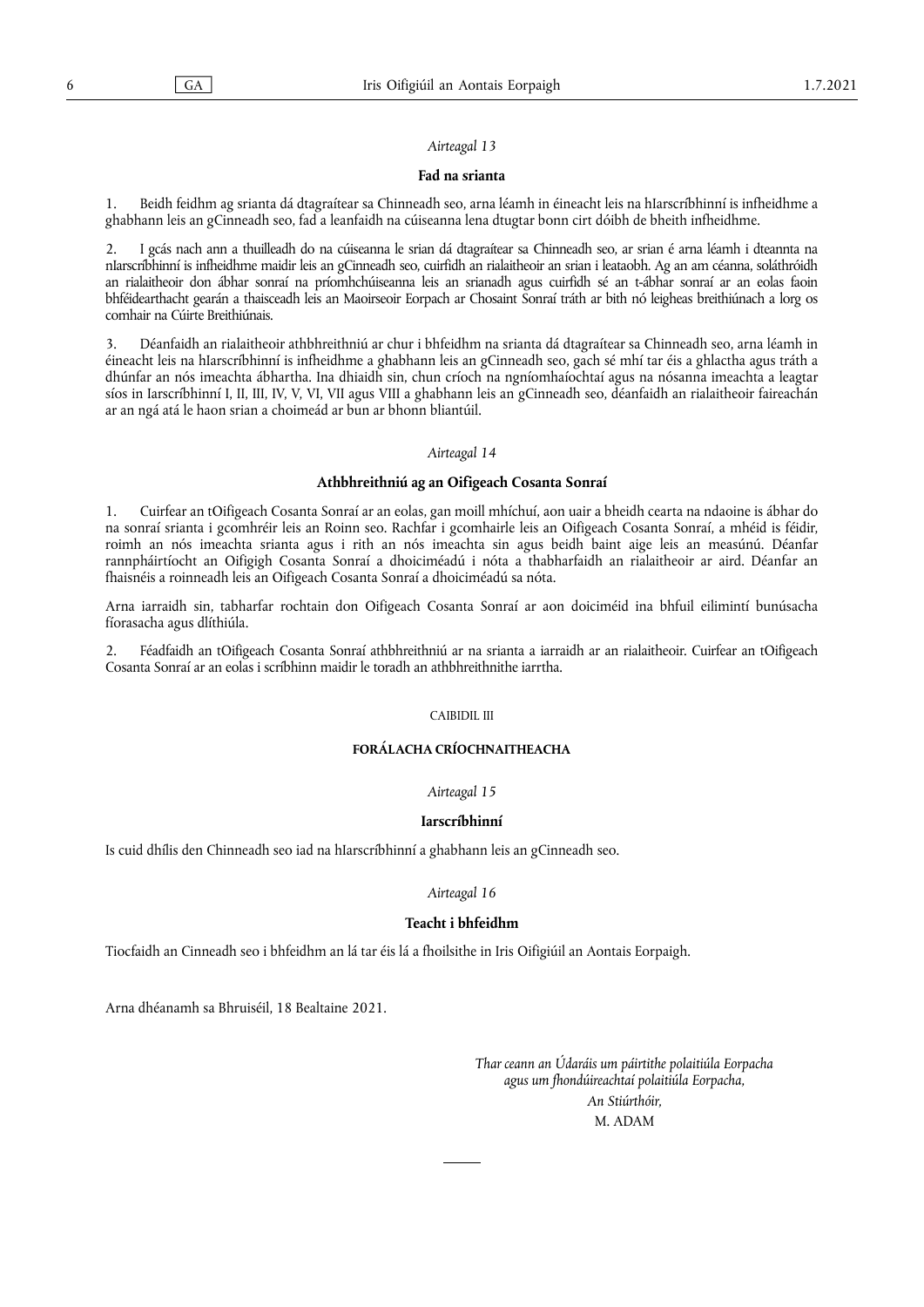*Airteagal 13*

**Fad na srianta**

1. Beidh feidhm ag srianta dá dtagraítear sa Chinneadh seo, arna léamh in éineacht leis na hIarscríbhinní is infheidhme a ghabhann leis an gCinneadh seo, fad a leanfaidh na cúiseanna lena dtugtar bonn cirt dóibh de bheith infheidhme.

2. I gcás nach ann a thuilleadh do na cúiseanna le srian dá dtagraítear sa Chinneadh seo, ar srian é arna léamh i dteannta na nIarscríbhinní is infheidhme maidir leis an gCinneadh seo, cuirfidh an rialaitheoir an srian i leataobh. Ag an am céanna, soláthróidh an rialaitheoir don ábhar sonraí na príomhchúiseanna leis an srianadh agus cuirfidh sé an t-ábhar sonraí ar an eolas faoin bhféidearthacht gearán a thaisceadh leis an Maoirseoir Eorpach ar Chosaint Sonraí tráth ar bith nó leigheas breithiúnach a lorg os comhair na Cúirte Breithiúnais.

3. Déanfaidh an rialaitheoir athbhreithniú ar chur i bhfeidhm na srianta dá dtagraítear sa Chinneadh seo, arna léamh in éineacht leis na hIarscríbhinní is infheidhme a ghabhann leis an gCinneadh seo, gach sé mhí tar éis a ghlactha agus tráth a dhúnfar an nós imeachta ábhartha. Ina dhiaidh sin, chun críoch na ngníomhaíochtaí agus na nósanna imeachta a leagtar síos in Iarscríbhinní I, II, III, IV, V, VI, VII agus VIII a ghabhann leis an gCinneadh seo, déanfaidh an rialaitheoir faireachán ar an ngá atá le haon srian a choimeád ar bun ar bhonn bliantúil.

*Airteagal 14*

**Athbhreithniú ag an Oifigeach Cosanta Sonraí**

1. Cuirfear an tOifigeach Cosanta Sonraí ar an eolas, gan moill mhíchuí, aon uair a bheidh cearta na ndaoine is ábhar do na sonraí srianta i gcomhréir leis an Roinn seo. Rachfar i gcomhairle leis an Oifigeach Cosanta Sonraí, a mhéid is féidir, roimh an nós imeachta srianta agus i rith an nós imeachta sin agus beidh baint aige leis an measúnú. Déanfar rannpháirtíocht an Oifigigh Cosanta Sonraí a dhoiciméadú i nóta a thabharfaidh an rialaitheoir ar aird. Déanfar an fhaisnéis a roinneadh leis an Oifigeach Cosanta Sonraí a dhoiciméadú sa nóta.

Arna iarraidh sin, tabharfar rochtain don Oifigeach Cosanta Sonraí ar aon doiciméid ina bhfuil eilimintí bunúsacha fíorasacha agus dlíthiúla.

2. Féadfaidh an tOifigeach Cosanta Sonraí athbhreithniú ar na srianta a iarraidh ar an rialaitheoir. Cuirfear an tOifigeach Cosanta Sonraí ar an eolas i scríbhinn maidir le toradh an athbhreithnithe iarrtha.

CAIBIDIL III

**FORÁLACHA CRÍOCHNAITHEACHA**

*Airteagal 15*

**Iarscríbhinní**

Is cuid dhílis den Chinneadh seo iad na hIarscríbhinní a ghabhann leis an gCinneadh seo.

*Airteagal 16*

**Teacht i bhfeidhm**

Tiocfaidh an Cinneadh seo i bhfeidhm an lá tar éis lá a fhoilsithe in Iris Oifigiúil an Aontais Eorpaigh.

Arna dhéanamh sa Bhruiséil, 18 Bealtaine 2021.

*Thar ceann an Údaráis um páirtithe polaitiúla Eorpacha agus um fhondúireachtaí polaitiúla Eorpacha,*

*An Stiúrthóir,*

M. ADAM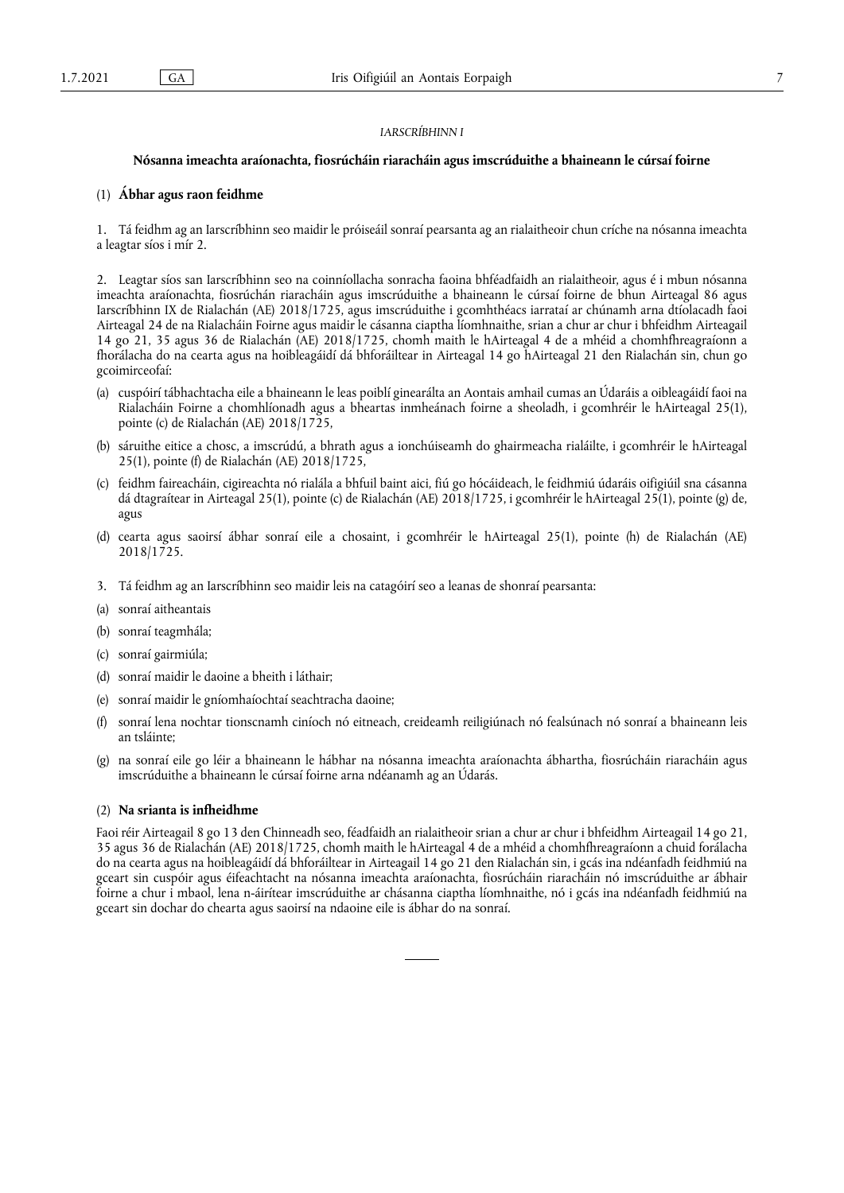*IARSCRÍBHINN I*

**Nósanna imeachta araíonachta, fiosrúcháin riaracháin agus imscrúduithe a bhaineann le cúrsaí foirne**

(1) **Ábhar agus raon feidhme**

1. Tá feidhm ag an Iarscríbhinn seo maidir le próiseáil sonraí pearsanta ag an rialaitheoir chun críche na nósanna imeachta a leagtar síos i mír 2.

2. Leagtar síos san Iarscríbhinn seo na coinníollacha sonracha faoina bhféadfaidh an rialaitheoir, agus é i mbun nósanna imeachta araíonachta, fiosrúchán riaracháin agus imscrúduithe a bhaineann le cúrsaí foirne de bhun Airteagal 86 agus Iarscríbhinn IX de Rialachán (AE) 2018/1725, agus imscrúduithe i gcomhthéacs iarrataí ar chúnamh arna dtíolacadh faoi Airteagal 24 de na Rialacháin Foirne agus maidir le cásanna ciaptha líomhnaithe, srian a chur ar chur i bhfeidhm Airteagail 14 go 21, 35 agus 36 de Rialachán (AE) 2018/1725, chomh maith le hAirteagal 4 de a mhéid a chomhfhreagraíonn a fhorálacha do na cearta agus na hoibleagáidí dá bhforáiltear in Airteagal 14 go hAirteagal 21 den Rialachán sin, chun go gcoimirceofaí:

(a) cuspóirí tábhachtacha eile a bhaineann le leas poiblí ginearálta an Aontais amhail cumas an Údaráis a oibleagáidí faoi na Rialacháin Foirne a chomhlíonadh agus a bheartas inmheánach foirne a sheoladh, i gcomhréir le hAirteagal 25(1), pointe (c) de Rialachán (AE) 2018/1725,

(b) sáruithe eitice a chosc, a imscrúdú, a bhrath agus a ionchúiseamh do ghairmeacha rialáilte, i gcomhréir le hAirteagal 25(1), pointe (f) de Rialachán (AE) 2018/1725,

(c) feidhm faireacháin, cigireachta nó rialála a bhfuil baint aici, fiú go hócáideach, le feidhmiú údaráis oifigiúil sna cásanna dá dtagraítear in Airteagal 25(1), pointe (c) de Rialachán (AE) 2018/1725, i gcomhréir le hAirteagal 25(1), pointe (g) de, agus

(d) cearta agus saoirsí ábhar sonraí eile a chosaint, i gcomhréir le hAirteagal 25(1), pointe (h) de Rialachán (AE) 2018/1725.

3. Tá feidhm ag an Iarscríbhinn seo maidir leis na catagóirí seo a leanas de shonraí pearsanta:

(a) sonraí aitheantais

(b) sonraí teagmhála;

(c) sonraí gairmiúla;

(d) sonraí maidir le daoine a bheith i láthair;

(e) sonraí maidir le gníomhaíochtaí seachtracha daoine;

(f) sonraí lena nochtar tionscnamh ciníoch nó eitneach, creideamh reiligiúnach nó fealsúnach nó sonraí a bhaineann leis an tsláinte;

(g) na sonraí eile go léir a bhaineann le hábhar na nósanna imeachta araíonachta ábhartha, fiosrúcháin riaracháin agus imscrúduithe a bhaineann le cúrsaí foirne arna ndéanamh ag an Údarás.

(2) **Na srianta is infheidhme**

Faoi réir Airteagail 8 go 13 den Chinneadh seo, féadfaidh an rialaitheoir srian a chur ar chur i bhfeidhm Airteagail 14 go 21, 35 agus 36 de Rialachán (AE) 2018/1725, chomh maith le hAirteagal 4 de a mhéid a chomhfhreagraíonn a chuid forálacha do na cearta agus na hoibleagáidí dá bhforáiltear in Airteagail 14 go 21 den Rialachán sin, i gcás ina ndéanfadh feidhmiú na gceart sin cuspóir agus éifeachtacht na nósanna imeachta araíonachta, fiosrúcháin riaracháin nó imscrúduithe ar ábhair foirne a chur i mbaol, lena n-áirítear imscrúduithe ar chásanna ciaptha líomhnaithe, nó i gcás ina ndéanfadh feidhmiú na gceart sin dochar do chearta agus saoirsí na ndaoine eile is ábhar do na sonraí.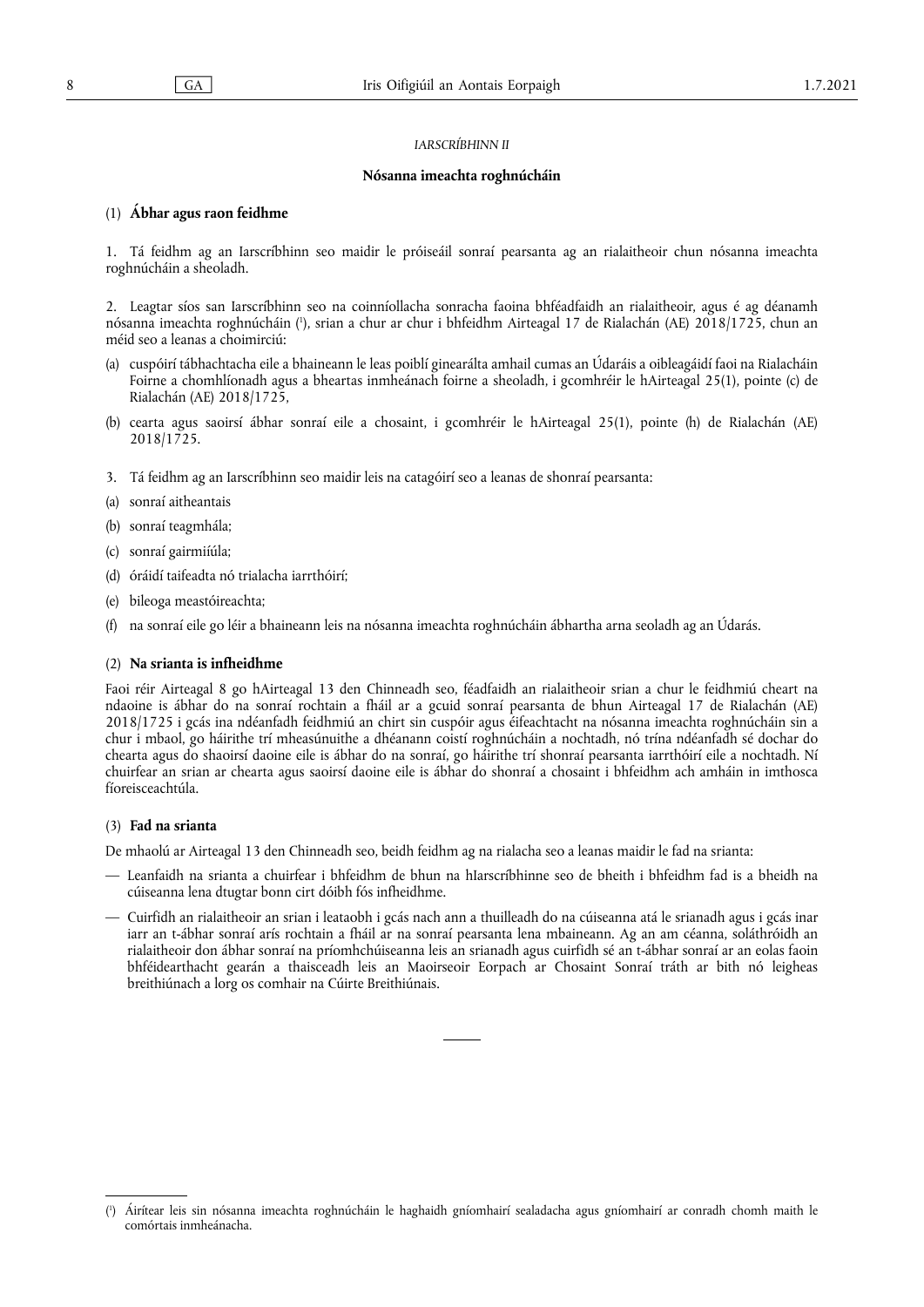*IARSCRÍBHINN II*

**Nósanna imeachta roghnúcháin**

## (1) Ábhar agus raon feidhme

1. Tá feidhm ag an Iarscríbhinn seo maidir le próiseáil sonraí pearsanta ag an rialaitheoir chun nósanna imeachta roghnúcháin a sheoladh.

2. Leagtar síos san Iarscríbhinn seo na coinníollacha sonracha faoina bhféadfaidh an rialaitheoir, agus é ag déanamh nósanna imeachta roghnúcháin [1], srian a chur ar chur i bhfeidhm Airteagal 17 de Rialachán (AE) 2018/1725, chun an méid seo a leanas a choimirciú:

(a) cuspóirí tábhachtacha eile a bhaineann le leas poiblí ginearálta amhail cumas an Údaráis a oibleagáidí faoi na Rialacháin Foirne a chomhlíonadh agus a bheartas inmheánach foirne a sheoladh, i gcomhréir le hAirteagal 25(1), pointe (c) de Rialachán (AE) 2018/1725,

(b) cearta agus saoirsí ábhar sonraí eile a chosaint, i gcomhréir le hAirteagal 25(1), pointe (h) de Rialachán (AE) 2018/1725.

3. Tá feidhm ag an Iarscríbhinn seo maidir leis na catagóirí seo a leanas de shonraí pearsanta:

(a) sonraí aitheantais

(b) sonraí teagmhála;

(c) sonraí gairmiúla;

(d) óráidí taifeadta nó trialacha iarrthóirí;

(e) bileoga meastóireachta;

(f) na sonraí eile go léir a bhaineann leis na nósanna imeachta roghnúcháin ábhartha arna seoladh ag an Údarás.

## (2) Na srianta is infheidhme

Faoi réir Airteagal 8 go hAirteagal 13 den Chinneadh seo, féadfaidh an rialaitheoir srian a chur le feidhmiú cheart na ndaoine is ábhar do na sonraí rochtain a fháil ar a gcuid sonraí pearsanta de bhun Airteagal 17 de Rialachán (AE) 2018/1725 i gcás ina ndéanfadh feidhmiú an chirt sin cuspóir agus éifeachtacht na nósanna imeachta roghnúcháin sin a chur i mbaol, go háirithe trí mheasúnuithe a dhéanann coistí roghnúcháin a nochtadh, nó trína ndéanfadh sé dochar do chearta agus do shaoirsí daoine eile is ábhar do na sonraí, go háirithe trí shonraí pearsanta iarrthóirí eile a nochtadh. Ní chuirfear an srian ar chearta agus saoirsí daoine eile is ábhar do shonraí a chosaint i bhfeidhm ach amháin in imthosca fíoreisceachtúla.

## (3) Fad na srianta

De mhaolú ar Airteagal 13 den Chinneadh seo, beidh feidhm ag na rialacha seo a leanas maidir le fad na srianta:

— Leanfaidh na srianta a chuirfear i bhfeidhm de bhun na hIarscríbhinne seo de bheith i bhfeidhm fad is a bheidh na cúiseanna lena dtugtar bonn cirt dóibh fós infheidhme.

— Cuirfidh an rialaitheoir an srian i leataobh i gcás nach ann a thuilleadh do na cúiseanna atá le srianadh agus i gcás inar iarr an t-ábhar sonraí arís rochtain a fháil ar na sonraí pearsanta lena mbaineann. Ag an am céanna, soláthróidh an rialaitheoir don ábhar sonraí na príomhchúiseanna leis an srianadh agus cuirfidh sé an t-ábhar sonraí ar an eolas faoin bhféidearthacht gearán a thaisceadh leis an Maoirseoir Eorpach ar Chosaint Sonraí tráth ar bith nó leigheas breithiúnach a lorg os comhair na Cúirte Breithiúnais.

---

[1] Áirítear leis sin nósanna imeachta roghnúcháin le haghaidh gníomhairí sealadacha agus gníomhairí ar conradh chomh maith le comórtais inmheánacha.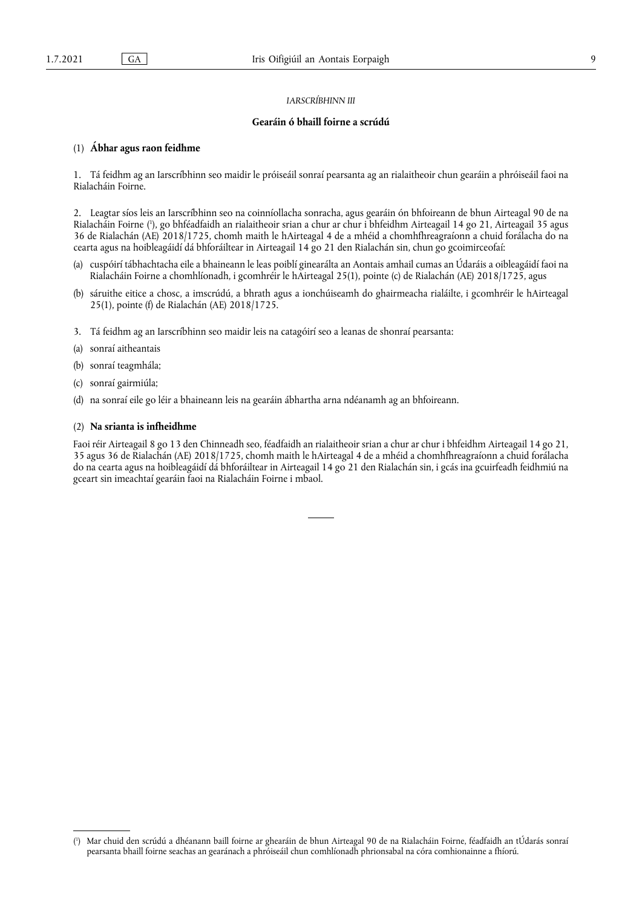*IARSCRÍBHINN III*

**Gearáin ó bhaill foirne a scrúdú**

(1) **Ábhar agus raon feidhme**

1. Tá feidhm ag an Iarscríbhinn seo maidir le próiseáil sonraí pearsanta ag an rialaitheoir chun gearáin a phróiseáil faoi na Rialacháin Foirne.

2. Leagtar síos leis an Iarscríbhinn seo na coinníollacha sonracha, agus gearáin ón bhfoireann de bhun Airteagal 90 de na Rialacháin Foirne [1], go bhféadfaidh an rialaitheoir srian a chur ar chur i bhfeidhm Airteagail 14 go 21, Airteagail 35 agus 36 de Rialachán (AE) 2018/1725, chomh maith le hAirteagal 4 de a mhéid a chomhfhreagraíonn a chuid forálacha do na cearta agus na hoibleagáidí dá bhforáiltear in Airteagail 14 go 21 den Rialachán sin, chun go gcoimirceofaí:

(a) cuspóirí tábhachtacha eile a bhaineann le leas poiblí ginearálta an Aontais amhail cumas an Údaráis a oibleagáidí faoi na Rialacháin Foirne a chomhlíonadh, i gcomhréir le hAirteagal 25(1), pointe (c) de Rialachán (AE) 2018/1725, agus

(b) sáruithe eitice a chosc, a imscrúdú, a bhrath agus a ionchúiseamh do ghairmeacha rialáilte, i gcomhréir le hAirteagal 25(1), pointe (f) de Rialachán (AE) 2018/1725.

3. Tá feidhm ag an Iarscríbhinn seo maidir leis na catagóirí seo a leanas de shonraí pearsanta:

(a) sonraí aitheantais

(b) sonraí teagmhála;

(c) sonraí gairmiúla;

(d) na sonraí eile go léir a bhaineann leis na gearáin ábhartha arna ndéanamh ag an bhfoireann.

(2) **Na srianta is infheidhme**

Faoi réir Airteagail 8 go 13 den Chinneadh seo, féadfaidh an rialaitheoir srian a chur ar chur i bhfeidhm Airteagail 14 go 21, 35 agus 36 de Rialachán (AE) 2018/1725, chomh maith le hAirteagal 4 de a mhéid a chomhfhreagraíonn a chuid forálacha do na cearta agus na hoibleagáidí dá bhforáiltear in Airteagail 14 go 21 den Rialachán sin, i gcás ina gcuirfeadh feidhmiú na gceart sin imeachtaí gearáin faoi na Rialacháin Foirne i mbaol.

---

[1] Mar chuid den scrúdú a dhéanann baill foirne ar ghearáin de bhun Airteagal 90 de na Rialacháin Foirne, féadfaidh an tÚdarás sonraí pearsanta bhaill foirne seachas an gearánach a phróiseáil chun comhlíonadh phrionsabal na córa comhionainne a fhíorú.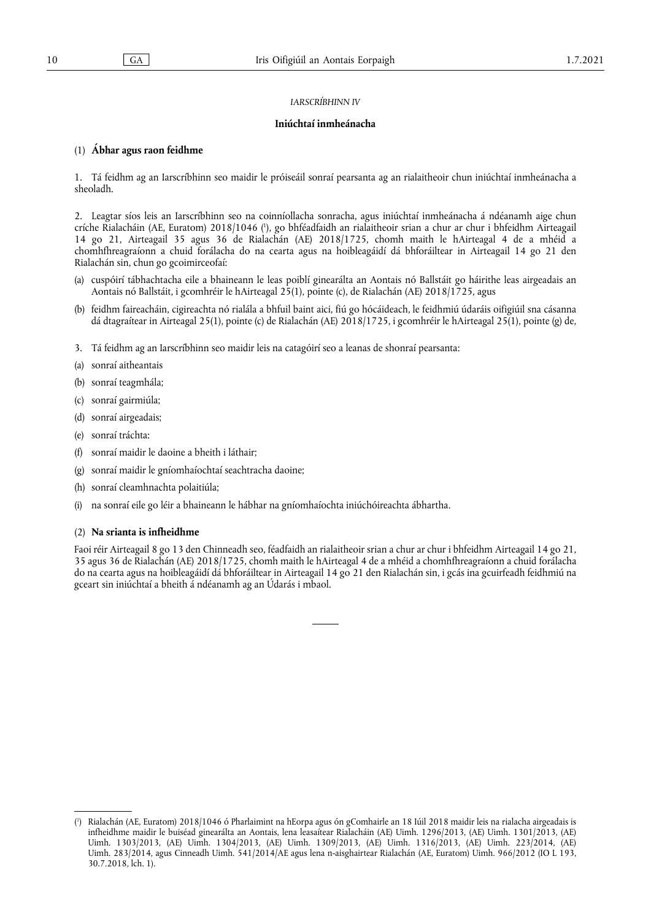*IARSCRÍBHINN IV*

## Iniúchtaí inmheánacha

### (1) **Ábhar agus raon feidhme**

1. Tá feidhm ag an Iarscríbhinn seo maidir le próiseáil sonraí pearsanta ag an rialaitheoir chun iniúchtaí inmheánacha a sheoladh.

2. Leagtar síos leis an Iarscríbhinn seo na coinníollacha sonracha, agus iniúchtaí inmheánacha á ndéanamh aige chun críche Rialacháin (AE, Euratom) 2018/1046 [1], go bhféadfaidh an rialaitheoir srian a chur ar chur i bhfeidhm Airteagail 14 go 21, Airteagail 35 agus 36 de Rialachán (AE) 2018/1725, chomh maith le hAirteagal 4 de a mhéid a chomhfhreagraíonn a chuid forálacha do na cearta agus na hoibleagáidí dá bhforáiltear in Airteagail 14 go 21 den Rialachán sin, chun go gcoimirceofaí:

(a) cuspóirí tábhachtacha eile a bhaineann le leas poiblí ginearálta an Aontais nó Ballstáit go háirithe leas airgeadais an Aontais nó Ballstáit, i gcomhréir le hAirteagal 25(1), pointe (c), de Rialachán (AE) 2018/1725, agus

(b) feidhm faireacháin, cigireachta nó rialála a bhfuil baint aici, fiú go hócáideach, le feidhmiú údaráis oifigiúil sna cásanna dá dtagraítear in Airteagal 25(1), pointe (c) de Rialachán (AE) 2018/1725, i gcomhréir le hAirteagal 25(1), pointe (g) de,

3. Tá feidhm ag an Iarscríbhinn seo maidir leis na catagóirí seo a leanas de shonraí pearsanta:

(a) sonraí aitheantais

(b) sonraí teagmhála;

(c) sonraí gairmiúla;

(d) sonraí airgeadais;

(e) sonraí tráchta:

(f) sonraí maidir le daoine a bheith i láthair;

(g) sonraí maidir le gníomhaíochtaí seachtracha daoine;

(h) sonraí cleamhnachta polaitiúla;

(i) na sonraí eile go léir a bhaineann le hábhar na gníomhaíochta iniúchóireachta ábhartha.

### (2) **Na srianta is infheidhme**

Faoi réir Airteagail 8 go 13 den Chinneadh seo, féadfaidh an rialaitheoir srian a chur ar chur i bhfeidhm Airteagail 14 go 21, 35 agus 36 de Rialachán (AE) 2018/1725, chomh maith le hAirteagal 4 de a mhéid a chomhfhreagraíonn a chuid forálacha do na cearta agus na hoibleagáidí dá bhforáiltear in Airteagail 14 go 21 den Rialachán sin, i gcás ina gcuirfeadh feidhmiú na gceart sin iniúchtaí a bheith á ndéanamh ag an Údarás i mbaol.

---

[1] Rialachán (AE, Euratom) 2018/1046 ó Pharlaimint na hEorpa agus ón gComhairle an 18 Iúil 2018 maidir leis na rialacha airgeadais is infheidhme maidir le buiséad ginearálta an Aontais, lena leasaítear Rialacháin (AE) Uimh. 1296/2013, (AE) Uimh. 1301/2013, (AE) Uimh. 1303/2013, (AE) Uimh. 1304/2013, (AE) Uimh. 1309/2013, (AE) Uimh. 1316/2013, (AE) Uimh. 223/2014, (AE) Uimh. 283/2014, agus Cinneadh Uimh. 541/2014/AE agus lena n-aisghairtear Rialachán (AE, Euratom) Uimh. 966/2012 (IO L 193, 30.7.2018, lch. 1).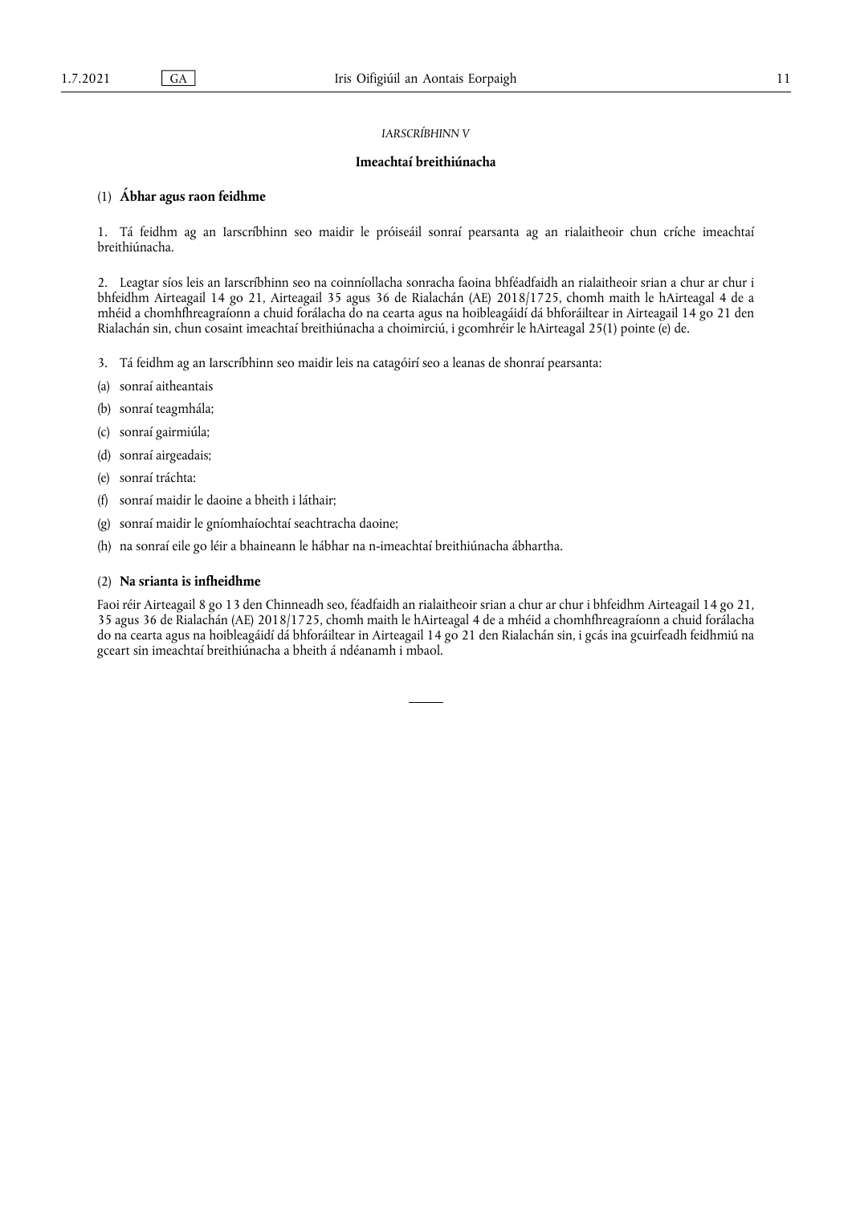*IARSCRÍBHINN V*

## Imeachtaí breithiúnacha

### (1) Ábhar agus raon feidhme

1. Tá feidhm ag an Iarscríbhinn seo maidir le próiseáil sonraí pearsanta ag an rialaitheoir chun críche imeachtaí breithiúnacha.

2. Leagtar síos leis an Iarscríbhinn seo na coinníollacha sonracha faoina bhféadfaidh an rialaitheoir srian a chur ar chur i bhfeidhm Airteagail 14 go 21, Airteagail 35 agus 36 de Rialachán (AE) 2018/1725, chomh maith le hAirteagal 4 de a mhéid a chomhfhreagraíonn a chuid forálacha do na cearta agus na hoibleagáidí dá bhforáiltear in Airteagail 14 go 21 den Rialachán sin, chun cosaint imeachtaí breithiúnacha a choimirciú, i gcomhréir le hAirteagal 25(1) pointe (e) de.

3. Tá feidhm ag an Iarscríbhinn seo maidir leis na catagóirí seo a leanas de shonraí pearsanta:

(a) sonraí aitheantais

(b) sonraí teagmhála;

(c) sonraí gairmiúla;

(d) sonraí airgeadais;

(e) sonraí tráchta:

(f) sonraí maidir le daoine a bheith i láthair;

(g) sonraí maidir le gníomhaíochtaí seachtracha daoine;

(h) na sonraí eile go léir a bhaineann le hábhar na n-imeachtaí breithiúnacha ábhartha.

### (2) Na srianta is infheidhme

Faoi réir Airteagail 8 go 13 den Chinneadh seo, féadfaidh an rialaitheoir srian a chur ar chur i bhfeidhm Airteagail 14 go 21, 35 agus 36 de Rialachán (AE) 2018/1725, chomh maith le hAirteagal 4 de a mhéid a chomhfhreagraíonn a chuid forálacha do na cearta agus na hoibleagáidí dá bhforáiltear in Airteagail 14 go 21 den Rialachán sin, i gcás ina gcuirfeadh feidhmiú na gceart sin imeachtaí breithiúnacha a bheith á ndéanamh i mbaol.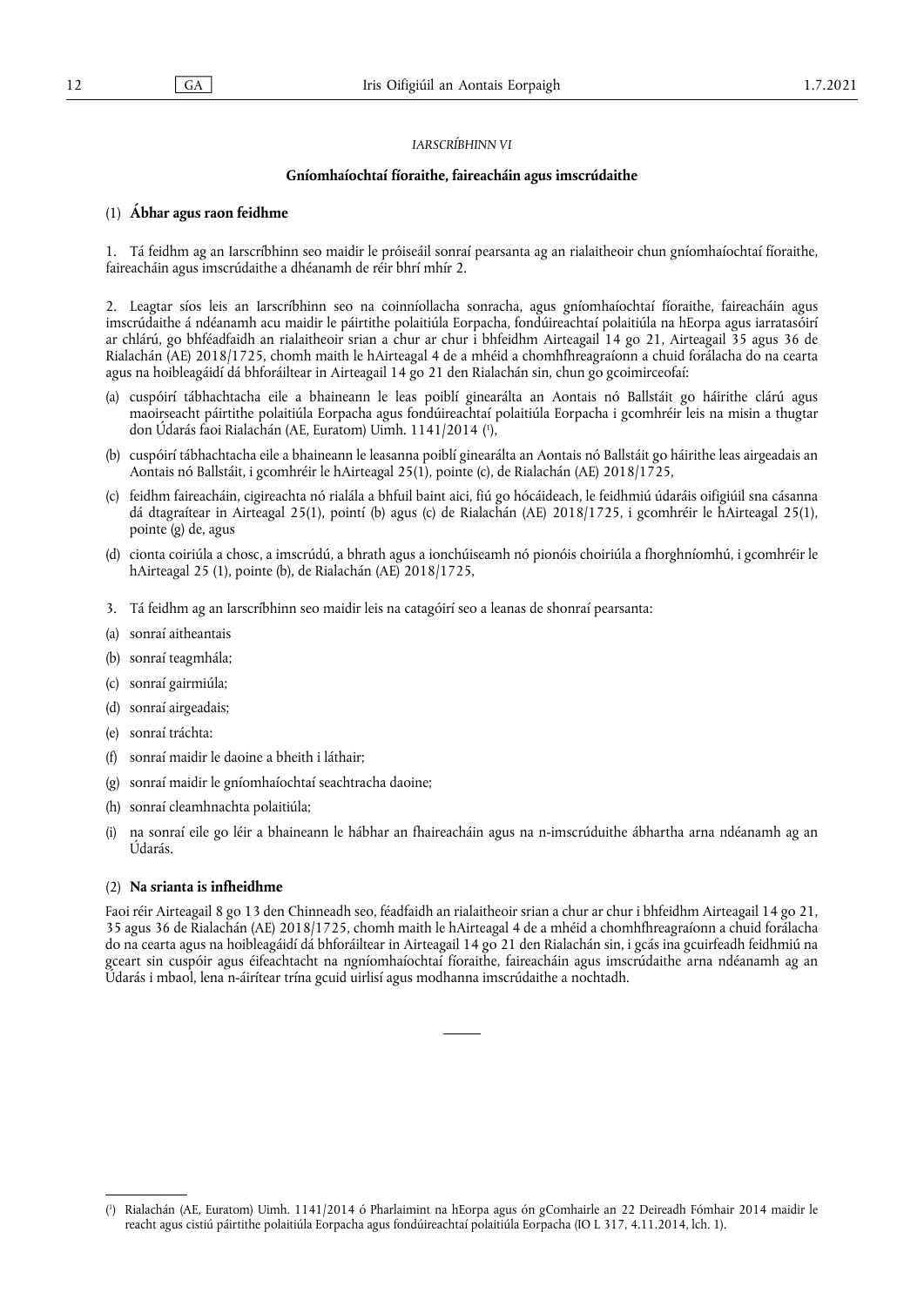*IARSCRÍBHINN VI*

**Gníomhaíochtaí fíoraithe, faireacháin agus imscrúdaithe**

(1) **Ábhar agus raon feidhme**

1. Tá feidhm ag an Iarscríbhinn seo maidir le próiseáil sonraí pearsanta ag an rialaitheoir chun gníomhaíochtaí fíoraithe, faireacháin agus imscrúdaithe a dhéanamh de réir bhrí mhír 2.

2. Leagtar síos leis an Iarscríbhinn seo na coinníollacha sonracha, agus gníomhaíochtaí fíoraithe, faireacháin agus imscrúdaithe á ndéanamh acu maidir le páirtithe polaitiúla Eorpacha, fondúireachtaí polaitiúla na hEorpa agus iarratasóirí ar chlárú, go bhféadfaidh an rialaitheoir srian a chur ar chur i bhfeidhm Airteagail 14 go 21, Airteagail 35 agus 36 de Rialachán (AE) 2018/1725, chomh maith le hAirteagal 4 de a mhéid a chomhfhreagraíonn a chuid forálacha do na cearta agus na hoibleagáidí dá bhforáiltear in Airteagail 14 go 21 den Rialachán sin, chun go gcoimirceofaí:

(a) cuspóirí tábhachtacha eile a bhaineann le leas poiblí ginearálta an Aontais nó Ballstáit go háirithe clárú agus maoirseacht páirtithe polaitiúla Eorpacha agus fondúireachtaí polaitiúla Eorpacha i gcomhréir leis na misin a thugtar don Údarás faoi Rialachán (AE, Euratom) Uimh. 1141/2014 ([1]),

(b) cuspóirí tábhachtacha eile a bhaineann le leasanna poiblí ginearálta an Aontais nó Ballstáit go háirithe leas airgeadais an Aontais nó Ballstáit, i gcomhréir le hAirteagal 25(1), pointe (c), de Rialachán (AE) 2018/1725,

(c) feidhm faireacháin, cigireachta nó rialála a bhfuil baint aici, fiú go hócáideach, le feidhmiú údaráis oifigiúil sna cásanna dá dtagraítear in Airteagal 25(1), pointí (b) agus (c) de Rialachán (AE) 2018/1725, i gcomhréir le hAirteagal 25(1), pointe (g) de, agus

(d) cionta coiriúla a chosc, a imscrúdú, a bhrath agus a ionchúiseamh nó pionóis choiriúla a fhorghníomhú, i gcomhréir le hAirteagal 25 (1), pointe (b), de Rialachán (AE) 2018/1725,

3. Tá feidhm ag an Iarscríbhinn seo maidir leis na catagóirí seo a leanas de shonraí pearsanta:

(a) sonraí aitheantais

(b) sonraí teagmhála;

(c) sonraí gairmiúla;

(d) sonraí airgeadais;

(e) sonraí tráchta:

(f) sonraí maidir le daoine a bheith i láthair;

(g) sonraí maidir le gníomhaíochtaí seachtracha daoine;

(h) sonraí cleamhnachta polaitiúla;

(i) na sonraí eile go léir a bhaineann le hábhar an fhaireacháin agus na n-imscrúduithe ábhartha arna ndéanamh ag an Údarás.

(2) **Na srianta is infheidhme**

Faoi réir Airteagail 8 go 13 den Chinneadh seo, féadfaidh an rialaitheoir srian a chur ar chur i bhfeidhm Airteagail 14 go 21, 35 agus 36 de Rialachán (AE) 2018/1725, chomh maith le hAirteagal 4 de a mhéid a chomhfhreagraíonn a chuid forálacha do na cearta agus na hoibleagáidí dá bhforáiltear in Airteagail 14 go 21 den Rialachán sin, i gcás ina gcuirfeadh feidhmiú na gceart sin cuspóir agus éifeachtacht na ngníomhaíochtaí fíoraithe, faireacháin agus imscrúdaithe arna ndéanamh ag an Údarás i mbaol, lena n-áirítear trína gcuid uirlisí agus modhanna imscrúdaithe a nochtadh.

---

([1]) Rialachán (AE, Euratom) Uimh. 1141/2014 ó Pharlaimint na hEorpa agus ón gComhairle an 22 Deireadh Fómhair 2014 maidir le reacht agus cistiú páirtithe polaitiúla Eorpacha agus fondúireachtaí polaitiúla Eorpacha (IO L 317, 4.11.2014, lch. 1).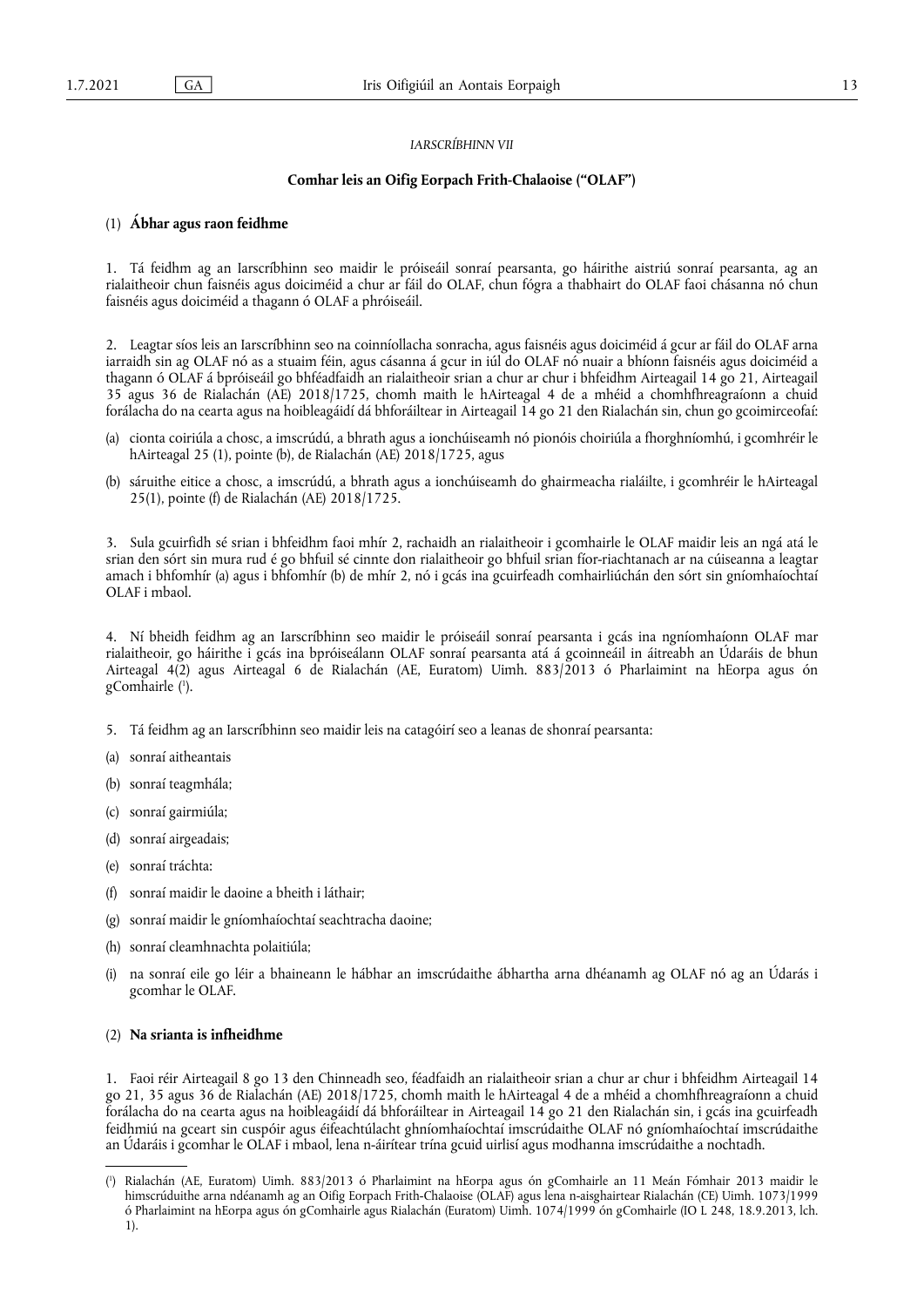*IARSCRÍBHINN VII*

**Comhar leis an Oifig Eorpach Frith-Chalaoise ("OLAF")**

(1) **Ábhar agus raon feidhme**

1. Tá feidhm ag an Iarscríbhinn seo maidir le próiseáil sonraí pearsanta, go háirithe aistriú sonraí pearsanta, ag an rialaitheoir chun faisnéis agus doiciméid a chur ar fáil do OLAF, chun fógra a thabhairt do OLAF faoi chásanna nó chun faisnéis agus doiciméid a thagann ó OLAF a phróiseáil.

2. Leagtar síos leis an Iarscríbhinn seo na coinníollacha sonracha, agus faisnéis agus doiciméid á gcur ar fáil do OLAF arna iarraidh sin ag OLAF nó as a stuaim féin, agus cásanna á gcur in iúl do OLAF nó nuair a bhíonn faisnéis agus doiciméid a thagann ó OLAF á bpróiseáil go bhféadfaidh an rialaitheoir srian a chur ar chur i bhfeidhm Airteagail 14 go 21, Airteagail 35 agus 36 de Rialachán (AE) 2018/1725, chomh maith le hAirteagal 4 de a mhéid a chomhfhreagraíonn a chuid forálacha do na cearta agus na hoibleagáidí dá bhforáiltear in Airteagail 14 go 21 den Rialachán sin, chun go gcoimirceofaí:

(a) cionta coiriúla a chosc, a imscrúdú, a bhrath agus a ionchúiseamh nó pionóis choiriúla a fhorghníomhú, i gcomhréir le hAirteagal 25 (1), pointe (b), de Rialachán (AE) 2018/1725, agus

(b) sáruithe eitice a chosc, a imscrúdú, a bhrath agus a ionchúiseamh do ghairmeacha rialáilte, i gcomhréir le hAirteagal 25(1), pointe (f) de Rialachán (AE) 2018/1725.

3. Sula gcuirfidh sé srian i bhfeidhm faoi mhír 2, rachaidh an rialaitheoir i gcomhairle le OLAF maidir leis an ngá atá le srian den sórt sin mura rud é go bhfuil sé cinnte don rialaitheoir go bhfuil srian fíor-riachtanach ar na cúiseanna a leagtar amach i bhfomhír (a) agus i bhfomhír (b) de mhír 2, nó i gcás ina gcuirfeadh comhairliúchán den sórt sin gníomhaíochtaí OLAF i mbaol.

4. Ní bheidh feidhm ag an Iarscríbhinn seo maidir le próiseáil sonraí pearsanta i gcás ina ngníomhaíonn OLAF mar rialaitheoir, go háirithe i gcás ina bpróiseálann OLAF sonraí pearsanta atá á gcoinneáil in áitreabh an Údaráis de bhun Airteagal 4(2) agus Airteagal 6 de Rialachán (AE, Euratom) Uimh. 883/2013 ó Pharlaimint na hEorpa agus ón gComhairle [1].

5. Tá feidhm ag an Iarscríbhinn seo maidir leis na catagóirí seo a leanas de shonraí pearsanta:

(a) sonraí aitheantais

(b) sonraí teagmhála;

(c) sonraí gairmiúla;

(d) sonraí airgeadais;

(e) sonraí tráchta:

(f) sonraí maidir le daoine a bheith i láthair;

(g) sonraí maidir le gníomhaíochtaí seachtracha daoine;

(h) sonraí cleamhnachta polaitiúla;

(i) na sonraí eile go léir a bhaineann le hábhar an imscrúdaithe ábhartha arna dhéanamh ag OLAF nó ag an Údarás i gcomhar le OLAF.

(2) **Na srianta is infheidhme**

1. Faoi réir Airteagal 8 go 13 den Chinneadh seo, féadfaidh an rialaitheoir srian a chur ar chur i bhfeidhm Airteagail 14 go 21, 35 agus 36 de Rialachán (AE) 2018/1725, chomh maith le hAirteagal 4 de a mhéid a chomhfhreagraíonn a chuid forálacha do na cearta agus na hoibleagáidí dá bhforáiltear in Airteagail 14 go 21 den Rialachán sin, i gcás ina gcuirfeadh feidhmiú na gceart sin cuspóir agus éifeachtúlacht ghníomhaíochtaí imscrúdaithe OLAF nó gníomhaíochtaí imscrúdaithe an Údaráis i gcomhar le OLAF i mbaol, lena n-áirítear trína gcuid uirlisí agus modhanna imscrúdaithe a nochtadh.

---

[1] Rialachán (AE, Euratom) Uimh. 883/2013 ó Pharlaimint na hEorpa agus ón gComhairle an 11 Meán Fómhair 2013 maidir le himscrúduithe arna ndéanamh ag an Oifig Eorpach Frith-Chalaoise (OLAF) agus lena n-aisghairtear Rialachán (CE) Uimh. 1073/1999 ó Pharlaimint na hEorpa agus ón gComhairle agus Rialachán (Euratom) Uimh. 1074/1999 ón gComhairle (IO L 248, 18.9.2013, lch. 1).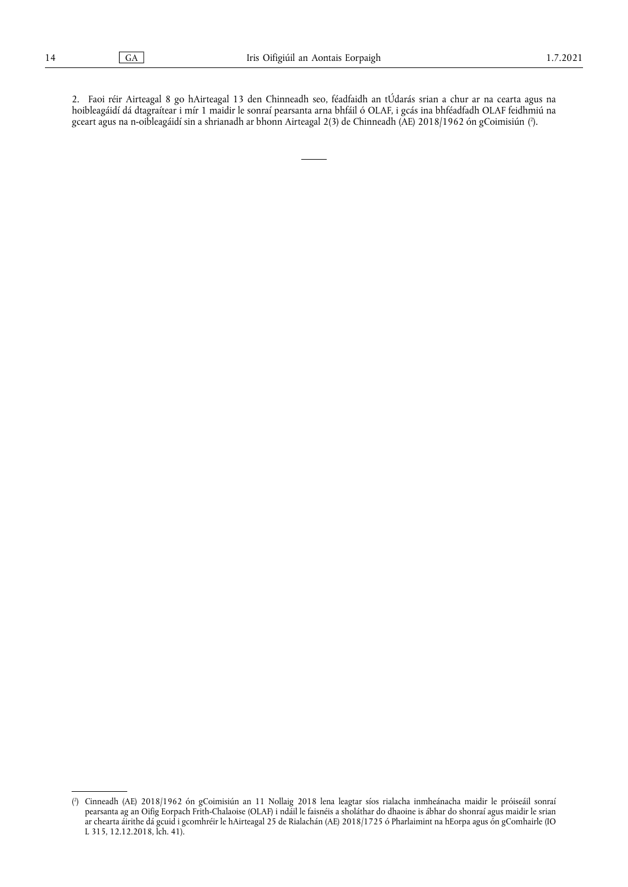2. Faoi réir Airteagal 8 go hAirteagal 13 den Chinneadh seo, féadfaidh an tÚdarás srian a chur ar na cearta agus na hoibleagáidí dá dtagraítear i mír 1 maidir le sonraí pearsanta arna bhfáil ó OLAF, i gcás ina bhféadfadh OLAF feidhmiú na gceart agus na n-oibleagáidí sin a shrianadh ar bhonn Airteagal 2(3) de Chinneadh (AE) 2018/1962 ón gCoimisiún ([2]).

---

([2]) Cinneadh (AE) 2018/1962 ón gCoimisiún an 11 Nollaig 2018 lena leagtar síos rialacha inmheánacha maidir le próiseáil sonraí pearsanta ag an Oifig Eorpach Frith-Chalaoise (OLAF) i ndáil le faisnéis a sholáthar do dhaoine is ábhar do shonraí agus maidir le srian ar chearta áirithe dá gcuid i gcomhréir le hAirteagal 25 de Rialachán (AE) 2018/1725 ó Pharlaimint na hEorpa agus ón gComhairle (IO L 315, 12.12.2018, lch. 41).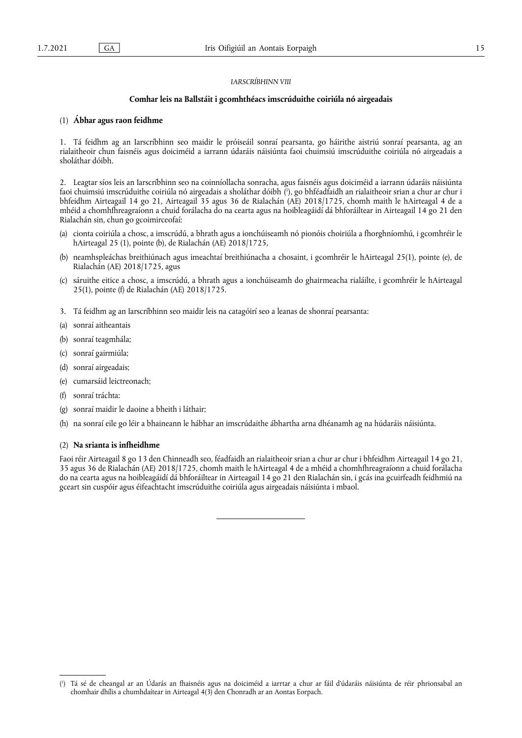*IARSCRÍBHINN VIII*

**Comhar leis na Ballstáit i gcomhthéacs imscrúduithe coiriúla nó airgeadais**

(1) **Ábhar agus raon feidhme**

1. Tá feidhm ag an Iarscríbhinn seo maidir le próiseáil sonraí pearsanta, go háirithe aistriú sonraí pearsanta, ag an rialaitheoir chun faisnéis agus doiciméid a iarrann údaráis náisiúnta faoi chuimsiú imscrúduithe coiriúla nó airgeadais a sholáthar dóibh.

2. Leagtar síos leis an Iarscríbhinn seo na coinníollacha sonracha, agus faisnéis agus doiciméid a iarrann údaráis náisiúnta faoi chuimsiú imscrúduithe coiriúla nó airgeadais a sholáthar dóibh [1], go bhféadfaidh an rialaitheoir srian a chur ar chur i bhfeidhm Airteagail 14 go 21, Airteagail 35 agus 36 de Rialachán (AE) 2018/1725, chomh maith le hAirteagal 4 de a mhéid a chomhfhreagraíonn a chuid forálacha do na cearta agus na hoibleagáidí dá bhforáiltear in Airteagail 14 go 21 den Rialachán sin, chun go gcoimirceofaí:

(a) cionta coiriúla a chosc, a imscrúdú, a bhrath agus a ionchúiseamh nó pionóis choiriúla a fhorghníomhú, i gcomhréir le hAirteagal 25 (1), pointe (b), de Rialachán (AE) 2018/1725,

(b) neamhspleáchas breithiúnach agus imeachtaí breithiúnacha a chosaint, i gcomhréir le hAirteagal 25(1), pointe (e), de Rialachán (AE) 2018/1725, agus

(c) sáruithe eitice a chosc, a imscrúdú, a bhrath agus a ionchúiseamh do ghairmeacha rialáilte, i gcomhréir le hAirteagal 25(1), pointe (f) de Rialachán (AE) 2018/1725.

3. Tá feidhm ag an Iarscríbhinn seo maidir leis na catagóirí seo a leanas de shonraí pearsanta:

(a) sonraí aitheantais

(b) sonraí teagmhála;

(c) sonraí gairmiúla;

(d) sonraí airgeadais;

(e) cumarsáid leictreonach;

(f) sonraí tráchta:

(g) sonraí maidir le daoine a bheith i láthair;

(h) na sonraí eile go léir a bhaineann le hábhar an imscrúdaithe ábhartha arna dhéanamh ag na húdaráis náisiúnta.

(2) **Na srianta is infheidhme**

Faoi réir Airteagail 8 go 13 den Chinneadh seo, féadfaidh an rialaitheoir srian a chur ar chur i bhfeidhm Airteagail 14 go 21, 35 agus 36 de Rialachán (AE) 2018/1725, chomh maith le hAirteagal 4 de a mhéid a chomhfhreagraíonn a chuid forálacha do na cearta agus na hoibleagáidí dá bhforáiltear in Airteagail 14 go 21 den Rialachán sin, i gcás ina gcuirfeadh feidhmiú na gceart sin cuspóir agus éifeachtacht imscrúduithe coiriúla agus airgeadais náisiúnta i mbaol.

---

[1] Tá sé de cheangal ar an Údarás an fhaisnéis agus na doiciméid a iarrtar a chur ar fáil d'údaráis náisiúnta de réir phrionsabal an chomhair dhílis a chumhdaítear in Airteagal 4(3) den Chonradh ar an Aontas Eorpach.